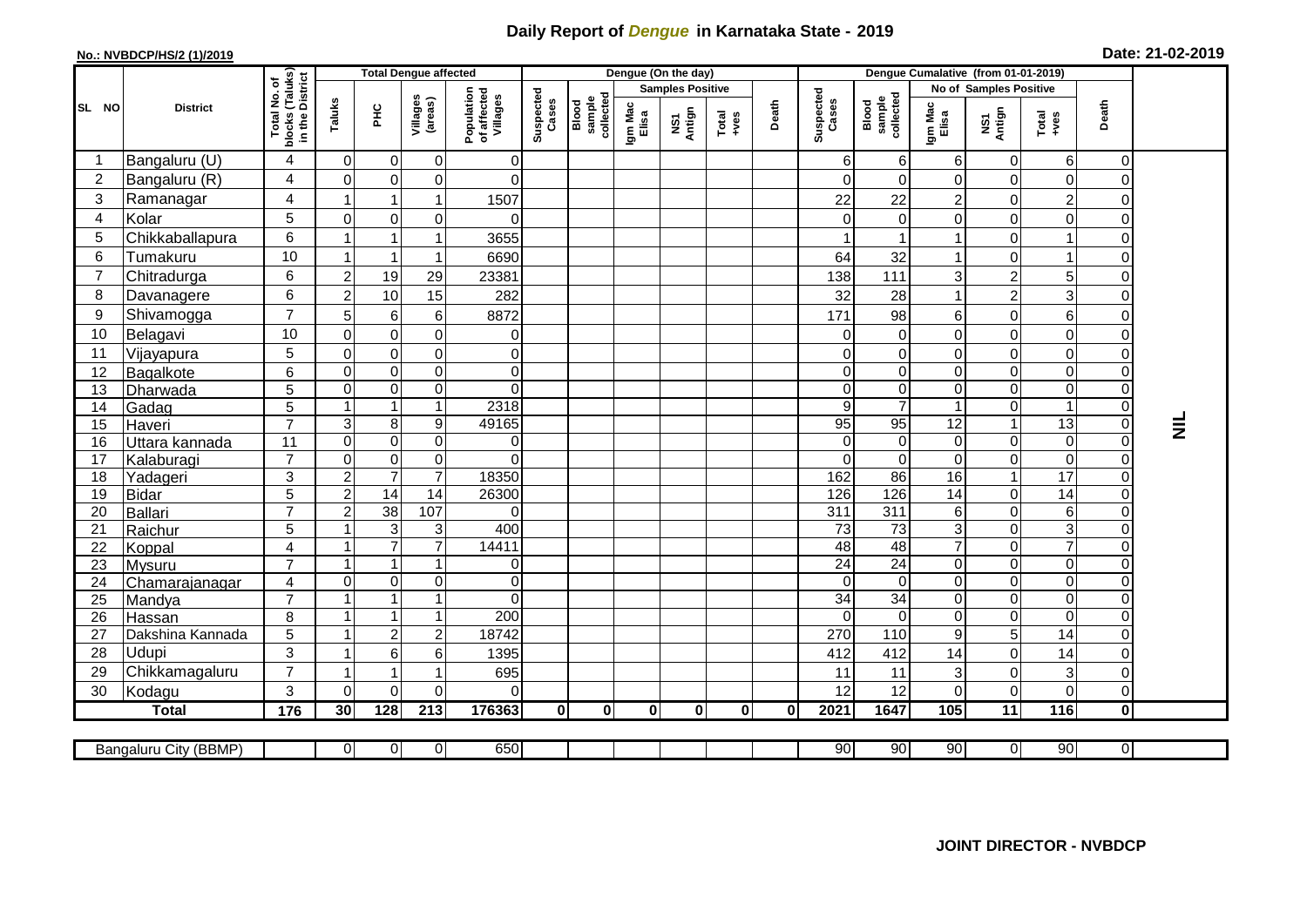# Daily Report of *Dengue* in Karnataka State - 2019

**No.: NVBDCP/HS/2 (1)/2019**

**Date: 21-02-2019**

| SL NO | District | Total No. of blocks (Taluks) in the District | Total Dengue affected | | | | Dengue (On the day) | | | | | | Dengue Cumalative (from 01-01-2019) | | | | | | |
|---|---|---|---|---|---|---|---|---|---|---|---|---|---|---|---|---|---|---|---|
| | | | Taluks | PHC | Villages (areas) | Population of affected Villages | Suspected Cases | Blood sample collected | Samples Positive | | | Death | Suspected Cases | Blood sample collected | No of Samples Positive | | | Death | |
| | | | | | | | | | Igm Mac Elisa | NS1 Antign | Total +ves | | | | Igm Mac Elisa | NS1 Antign | Total +ves | | |
| 1 | Bangaluru (U) | 4 | 0 | 0 | 0 | 0 | | | | | | | 6 | 6 | 6 | 0 | 6 | 0 | NIL |
| 2 | Bangaluru (R) | 4 | 0 | 0 | 0 | 0 | | | | | | | 0 | 0 | 0 | 0 | 0 | 0 | |
| 3 | Ramanagar | 4 | 1 | 1 | 1 | 1507 | | | | | | | 22 | 22 | 2 | 0 | 2 | 0 | |
| 4 | Kolar | 5 | 0 | 0 | 0 | 0 | | | | | | | 0 | 0 | 0 | 0 | 0 | 0 | |
| 5 | Chikkaballapura | 6 | 1 | 1 | 1 | 3655 | | | | | | | 1 | 1 | 1 | 0 | 1 | 0 | |
| 6 | Tumakuru | 10 | 1 | 1 | 1 | 6690 | | | | | | | 64 | 32 | 1 | 0 | 1 | 0 | |
| 7 | Chitradurga | 6 | 2 | 19 | 29 | 23381 | | | | | | | 138 | 111 | 3 | 2 | 5 | 0 | |
| 8 | Davanagere | 6 | 2 | 10 | 15 | 282 | | | | | | | 32 | 28 | 1 | 2 | 3 | 0 | |
| 9 | Shivamogga | 7 | 5 | 6 | 6 | 8872 | | | | | | | 171 | 98 | 6 | 0 | 6 | 0 | |
| 10 | Belagavi | 10 | 0 | 0 | 0 | 0 | | | | | | | 0 | 0 | 0 | 0 | 0 | 0 | |
| 11 | Vijayapura | 5 | 0 | 0 | 0 | 0 | | | | | | | 0 | 0 | 0 | 0 | 0 | 0 | |
| 12 | Bagalkote | 6 | 0 | 0 | 0 | 0 | | | | | | | 0 | 0 | 0 | 0 | 0 | 0 | |
| 13 | Dharwada | 5 | 0 | 0 | 0 | 0 | | | | | | | 0 | 0 | 0 | 0 | 0 | 0 | |
| 14 | Gadag | 5 | 1 | 1 | 1 | 2318 | | | | | | | 9 | 7 | 1 | 0 | 1 | 0 | |
| 15 | Haveri | 7 | 3 | 8 | 9 | 49165 | | | | | | | 95 | 95 | 12 | 1 | 13 | 0 | |
| 16 | Uttara kannada | 11 | 0 | 0 | 0 | 0 | | | | | | | 0 | 0 | 0 | 0 | 0 | 0 | |
| 17 | Kalaburagi | 7 | 0 | 0 | 0 | 0 | | | | | | | 0 | 0 | 0 | 0 | 0 | 0 | |
| 18 | Yadageri | 3 | 2 | 7 | 7 | 18350 | | | | | | | 162 | 86 | 16 | 1 | 17 | 0 | |
| 19 | Bidar | 5 | 2 | 14 | 14 | 26300 | | | | | | | 126 | 126 | 14 | 0 | 14 | 0 | |
| 20 | Ballari | 7 | 2 | 38 | 107 | 0 | | | | | | | 311 | 311 | 6 | 0 | 6 | 0 | |
| 21 | Raichur | 5 | 1 | 3 | 3 | 400 | | | | | | | 73 | 73 | 3 | 0 | 3 | 0 | |
| 22 | Koppal | 4 | 1 | 7 | 7 | 14411 | | | | | | | 48 | 48 | 7 | 0 | 7 | 0 | |
| 23 | Mysuru | 7 | 1 | 1 | 1 | 0 | | | | | | | 24 | 24 | 0 | 0 | 0 | 0 | |
| 24 | Chamarajanagar | 4 | 0 | 0 | 0 | 0 | | | | | | | 0 | 0 | 0 | 0 | 0 | 0 | |
| 25 | Mandya | 7 | 1 | 1 | 1 | 0 | | | | | | | 34 | 34 | 0 | 0 | 0 | 0 | |
| 26 | Hassan | 8 | 1 | 1 | 1 | 200 | | | | | | | 0 | 0 | 0 | 0 | 0 | 0 | |
| 27 | Dakshina Kannada | 5 | 1 | 2 | 2 | 18742 | | | | | | | 270 | 110 | 9 | 5 | 14 | 0 | |
| 28 | Udupi | 3 | 1 | 6 | 6 | 1395 | | | | | | | 412 | 412 | 14 | 0 | 14 | 0 | |
| 29 | Chikkamagaluru | 7 | 1 | 1 | 1 | 695 | | | | | | | 11 | 11 | 3 | 0 | 3 | 0 | |
| 30 | Kodagu | 3 | 0 | 0 | 0 | 0 | | | | | | | 12 | 12 | 0 | 0 | 0 | 0 | |
| | **Total** | **176** | **30** | **128** | **213** | **176363** | **0** | **0** | **0** | **0** | **0** | **0** | **2021** | **1647** | **105** | **11** | **116** | **0** | |

| Bangaluru City (BBMP) | | 0 | 0 | 0 | 650 | | | | | | | 90 | 90 | 90 | 0 | 90 | 0 |
|---|---|---|---|---|---|---|---|---|---|---|---|---|---|---|---|---|---|

**JOINT DIRECTOR - NVBDCP**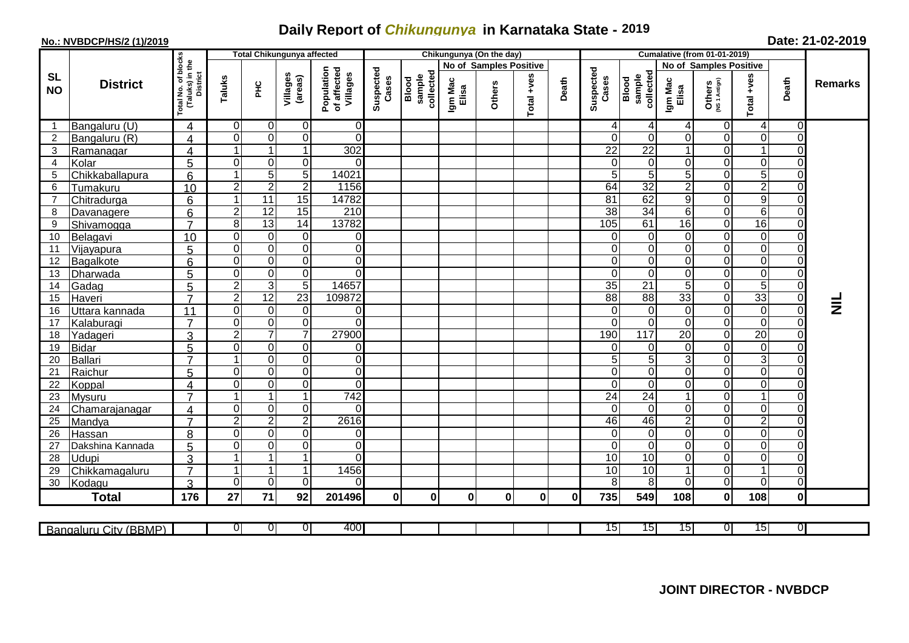# Daily Report of *Chikungunya* in Karnataka State - 2019

**No.: NVBDCP/HS/2 (1)/2019**

**Date: 21-02-2019**

| SL NO | District | Total No. of blocks (Taluks) in the District | Total Chikungunya affected | | | | Chikungunya (On the day) | | | | | | | Cumalative (from 01-01-2019) | | | | | | | Remarks |
|---|---|---|---|---|---|---|---|---|---|---|---|---|---|---|---|---|---|---|---|---|---|
| | | | | | | | | | No of Samples Positive | | | | | | | No of Samples Positive | | | | | |
| | | | Taluks | PHC | Villages (areas) | Population of affected Villages | Suspected Cases | Blood sample collected | Igm Mac Elisa | Others | Total +ves | Death | Suspected Cases | Blood sample collected | Igm Mac Elisa | Others (NS 1 Antign) | Total +ves | Death | |
| 1 | Bangaluru (U) | 4 | 0 | 0 | 0 | 0 | | | | | | | 4 | 4 | 4 | 0 | 4 | 0 | NIL |
| 2 | Bangaluru (R) | 4 | 0 | 0 | 0 | 0 | | | | | | | 0 | 0 | 0 | 0 | 0 | 0 | |
| 3 | Ramanagar | 4 | 1 | 1 | 1 | 302 | | | | | | | 22 | 22 | 1 | 0 | 1 | 0 | |
| 4 | Kolar | 5 | 0 | 0 | 0 | 0 | | | | | | | 0 | 0 | 0 | 0 | 0 | 0 | |
| 5 | Chikkaballapura | 6 | 1 | 5 | 5 | 14021 | | | | | | | 5 | 5 | 5 | 0 | 5 | 0 | |
| 6 | Tumakuru | 10 | 2 | 2 | 2 | 1156 | | | | | | | 64 | 32 | 2 | 0 | 2 | 0 | |
| 7 | Chitradurga | 6 | 1 | 11 | 15 | 14782 | | | | | | | 81 | 62 | 9 | 0 | 9 | 0 | |
| 8 | Davanagere | 6 | 2 | 12 | 15 | 210 | | | | | | | 38 | 34 | 6 | 0 | 6 | 0 | |
| 9 | Shivamogga | 7 | 8 | 13 | 14 | 13782 | | | | | | | 105 | 61 | 16 | 0 | 16 | 0 | |
| 10 | Belagavi | 10 | 0 | 0 | 0 | 0 | | | | | | | 0 | 0 | 0 | 0 | 0 | 0 | |
| 11 | Vijayapura | 5 | 0 | 0 | 0 | 0 | | | | | | | 0 | 0 | 0 | 0 | 0 | 0 | |
| 12 | Bagalkote | 6 | 0 | 0 | 0 | 0 | | | | | | | 0 | 0 | 0 | 0 | 0 | 0 | |
| 13 | Dharwada | 5 | 0 | 0 | 0 | 0 | | | | | | | 0 | 0 | 0 | 0 | 0 | 0 | |
| 14 | Gadag | 5 | 2 | 3 | 5 | 14657 | | | | | | | 35 | 21 | 5 | 0 | 5 | 0 | |
| 15 | Haveri | 7 | 2 | 12 | 23 | 109872 | | | | | | | 88 | 88 | 33 | 0 | 33 | 0 | |
| 16 | Uttara kannada | 11 | 0 | 0 | 0 | 0 | | | | | | | 0 | 0 | 0 | 0 | 0 | 0 | |
| 17 | Kalaburagi | 7 | 0 | 0 | 0 | 0 | | | | | | | 0 | 0 | 0 | 0 | 0 | 0 | |
| 18 | Yadageri | 3 | 2 | 7 | 7 | 27900 | | | | | | | 190 | 117 | 20 | 0 | 20 | 0 | |
| 19 | Bidar | 5 | 0 | 0 | 0 | 0 | | | | | | | 0 | 0 | 0 | 0 | 0 | 0 | |
| 20 | Ballari | 7 | 1 | 0 | 0 | 0 | | | | | | | 5 | 5 | 3 | 0 | 3 | 0 | |
| 21 | Raichur | 5 | 0 | 0 | 0 | 0 | | | | | | | 0 | 0 | 0 | 0 | 0 | 0 | |
| 22 | Koppal | 4 | 0 | 0 | 0 | 0 | | | | | | | 0 | 0 | 0 | 0 | 0 | 0 | |
| 23 | Mysuru | 7 | 1 | 1 | 1 | 742 | | | | | | | 24 | 24 | 1 | 0 | 1 | 0 | |
| 24 | Chamarajanagar | 4 | 0 | 0 | 0 | 0 | | | | | | | 0 | 0 | 0 | 0 | 0 | 0 | |
| 25 | Mandya | 7 | 2 | 2 | 2 | 2616 | | | | | | | 46 | 46 | 2 | 0 | 2 | 0 | |
| 26 | Hassan | 8 | 0 | 0 | 0 | 0 | | | | | | | 0 | 0 | 0 | 0 | 0 | 0 | |
| 27 | Dakshina Kannada | 5 | 0 | 0 | 0 | 0 | | | | | | | 0 | 0 | 0 | 0 | 0 | 0 | |
| 28 | Udupi | 3 | 1 | 1 | 1 | 0 | | | | | | | 10 | 10 | 0 | 0 | 0 | 0 | |
| 29 | Chikkamagaluru | 7 | 1 | 1 | 1 | 1456 | | | | | | | 10 | 10 | 1 | 0 | 1 | 0 | |
| 30 | Kodagu | 3 | 0 | 0 | 0 | 0 | | | | | | | 8 | 8 | 0 | 0 | 0 | 0 | |
| | **Total** | **176** | **27** | **71** | **92** | **201496** | **0** | **0** | **0** | **0** | **0** | **0** | **735** | **549** | **108** | **0** | **108** | **0** | |

| | | | | | | | | | | | | | | | | | | |
|---|---|---|---|---|---|---|---|---|---|---|---|---|---|---|---|---|---|---|
| Bangaluru City (BBMP) | | 0 | 0 | 0 | 400 | | | | | | | 15 | 15 | 15 | 0 | 15 | 0 | |

**JOINT DIRECTOR - NVBDCP**